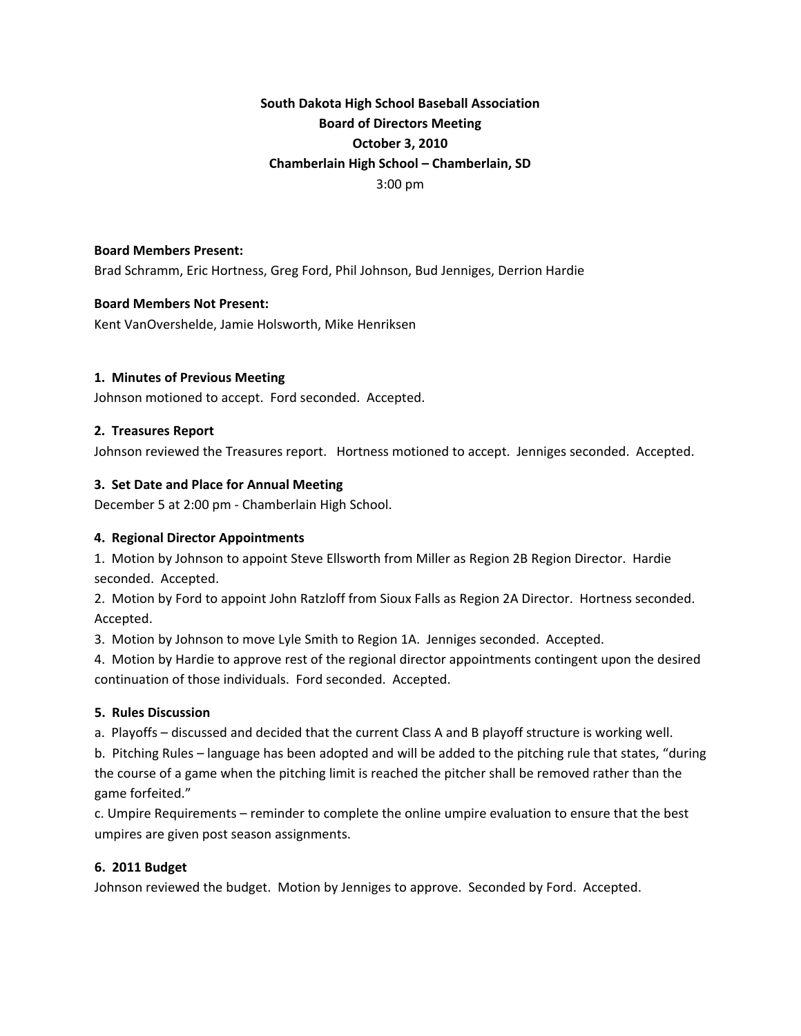**South Dakota High School Baseball Association**
**Board of Directors Meeting**
**October 3, 2010**
**Chamberlain High School – Chamberlain, SD**
3:00 pm

**Board Members Present:**
Brad Schramm, Eric Hortness, Greg Ford, Phil Johnson, Bud Jenniges, Derrion Hardie

**Board Members Not Present:**
Kent VanOvershelde, Jamie Holsworth, Mike Henriksen

### 1. Minutes of Previous Meeting

Johnson motioned to accept. Ford seconded. Accepted.

### 2. Treasures Report

Johnson reviewed the Treasures report. Hortness motioned to accept. Jenniges seconded. Accepted.

### 3. Set Date and Place for Annual Meeting

December 5 at 2:00 pm - Chamberlain High School.

### 4. Regional Director Appointments

1. Motion by Johnson to appoint Steve Ellsworth from Miller as Region 2B Region Director. Hardie seconded. Accepted.
2. Motion by Ford to appoint John Ratzloff from Sioux Falls as Region 2A Director. Hortness seconded. Accepted.
3. Motion by Johnson to move Lyle Smith to Region 1A. Jenniges seconded. Accepted.
4. Motion by Hardie to approve rest of the regional director appointments contingent upon the desired continuation of those individuals. Ford seconded. Accepted.

### 5. Rules Discussion

a. Playoffs – discussed and decided that the current Class A and B playoff structure is working well.
b. Pitching Rules – language has been adopted and will be added to the pitching rule that states, "during the course of a game when the pitching limit is reached the pitcher shall be removed rather than the game forfeited."
c. Umpire Requirements – reminder to complete the online umpire evaluation to ensure that the best umpires are given post season assignments.

### 6. 2011 Budget

Johnson reviewed the budget. Motion by Jenniges to approve. Seconded by Ford. Accepted.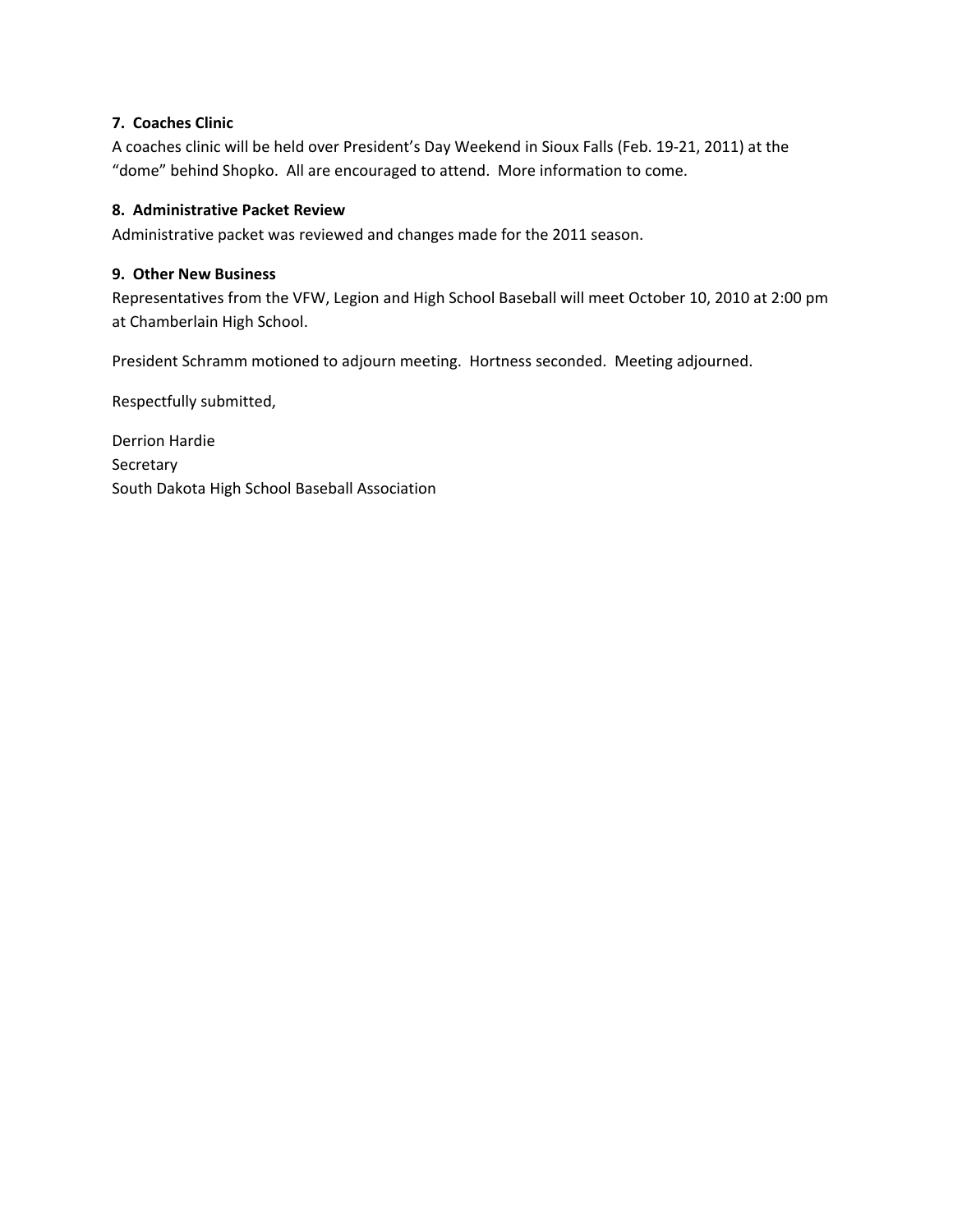**7. Coaches Clinic**

A coaches clinic will be held over President's Day Weekend in Sioux Falls (Feb. 19-21, 2011) at the "dome" behind Shopko. All are encouraged to attend. More information to come.

**8. Administrative Packet Review**

Administrative packet was reviewed and changes made for the 2011 season.

**9. Other New Business**

Representatives from the VFW, Legion and High School Baseball will meet October 10, 2010 at 2:00 pm at Chamberlain High School.

President Schramm motioned to adjourn meeting. Hortness seconded. Meeting adjourned.

Respectfully submitted,

Derrion Hardie  
Secretary  
South Dakota High School Baseball Association